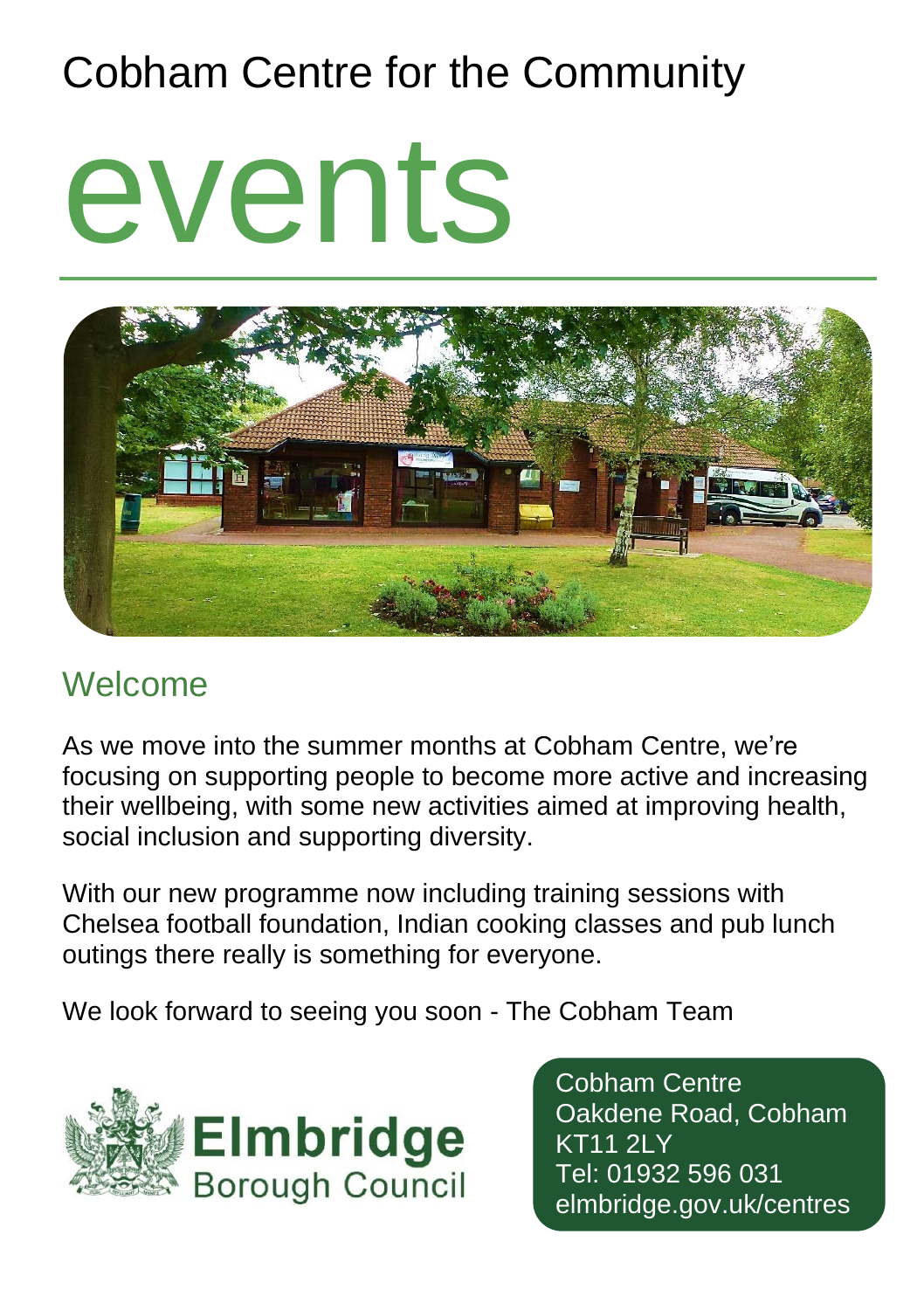Cobham Centre for the Community

# events

## Welcome

As we move into the summer months at Cobham Centre, we're focusing on supporting people to become more active and increasing their wellbeing, with some new activities aimed at improving health, social inclusion and supporting diversity.

With our new programme now including training sessions with Chelsea football foundation, Indian cooking classes and pub lunch outings there really is something for everyone.

We look forward to seeing you soon - The Cobham Team

Elmbridge Borough Council

Cobham Centre
Oakdene Road, Cobham
KT11 2LY
Tel: 01932 596 031
elmbridge.gov.uk/centres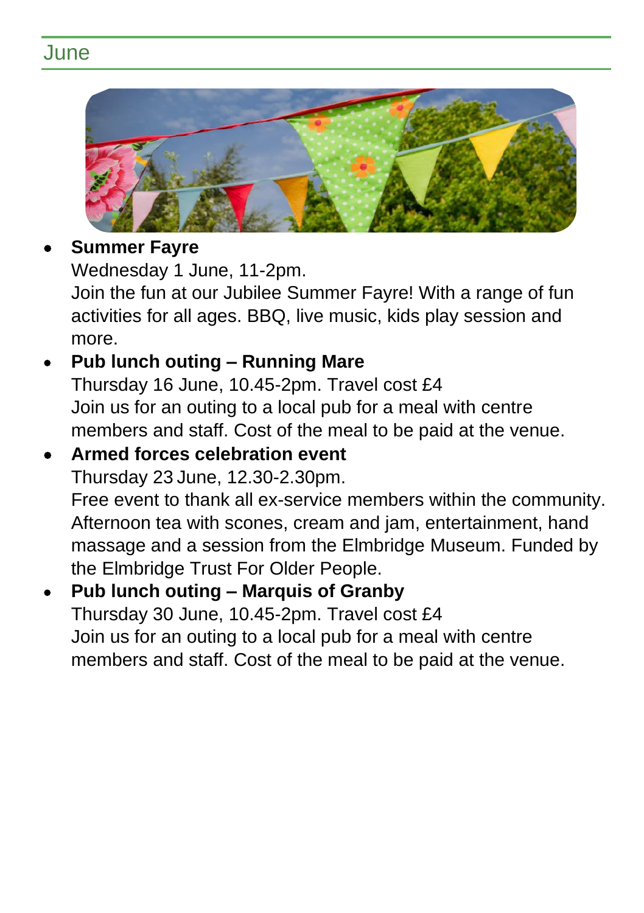## June

- **Summer Fayre**
  Wednesday 1 June, 11-2pm.
  Join the fun at our Jubilee Summer Fayre! With a range of fun activities for all ages. BBQ, live music, kids play session and more.
- **Pub lunch outing – Running Mare**
  Thursday 16 June, 10.45-2pm. Travel cost £4
  Join us for an outing to a local pub for a meal with centre members and staff. Cost of the meal to be paid at the venue.
- **Armed forces celebration event**
  Thursday 23 June, 12.30-2.30pm.
  Free event to thank all ex-service members within the community. Afternoon tea with scones, cream and jam, entertainment, hand massage and a session from the Elmbridge Museum. Funded by the Elmbridge Trust For Older People.
- **Pub lunch outing – Marquis of Granby**
  Thursday 30 June, 10.45-2pm. Travel cost £4
  Join us for an outing to a local pub for a meal with centre members and staff. Cost of the meal to be paid at the venue.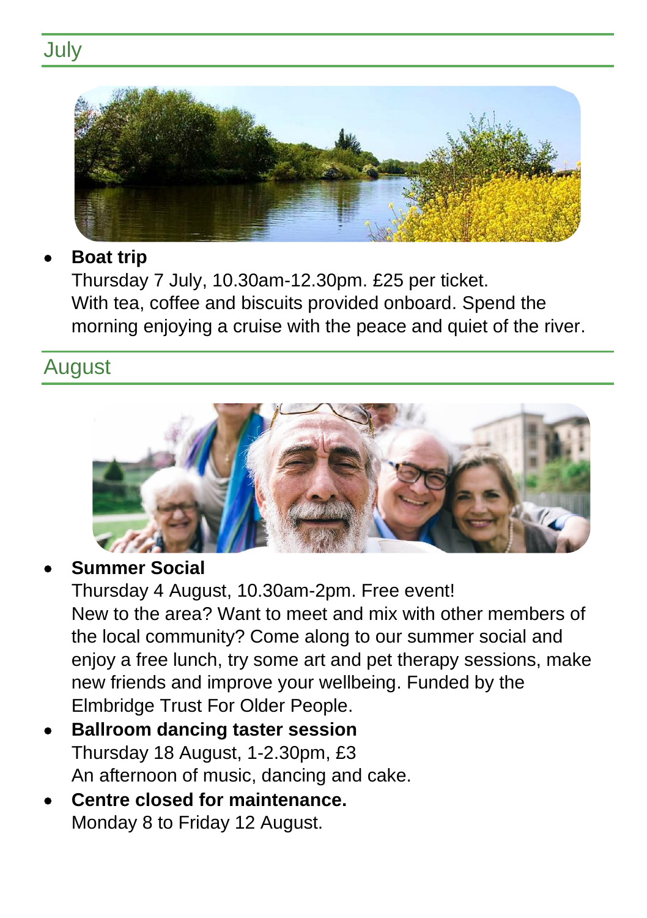## July

- **Boat trip**
  Thursday 7 July, 10.30am-12.30pm. £25 per ticket.
  With tea, coffee and biscuits provided onboard. Spend the morning enjoying a cruise with the peace and quiet of the river.

## August

- **Summer Social**
  Thursday 4 August, 10.30am-2pm. Free event!
  New to the area? Want to meet and mix with other members of the local community? Come along to our summer social and enjoy a free lunch, try some art and pet therapy sessions, make new friends and improve your wellbeing. Funded by the Elmbridge Trust For Older People.
- **Ballroom dancing taster session**
  Thursday 18 August, 1-2.30pm, £3
  An afternoon of music, dancing and cake.
- **Centre closed for maintenance.**
  Monday 8 to Friday 12 August.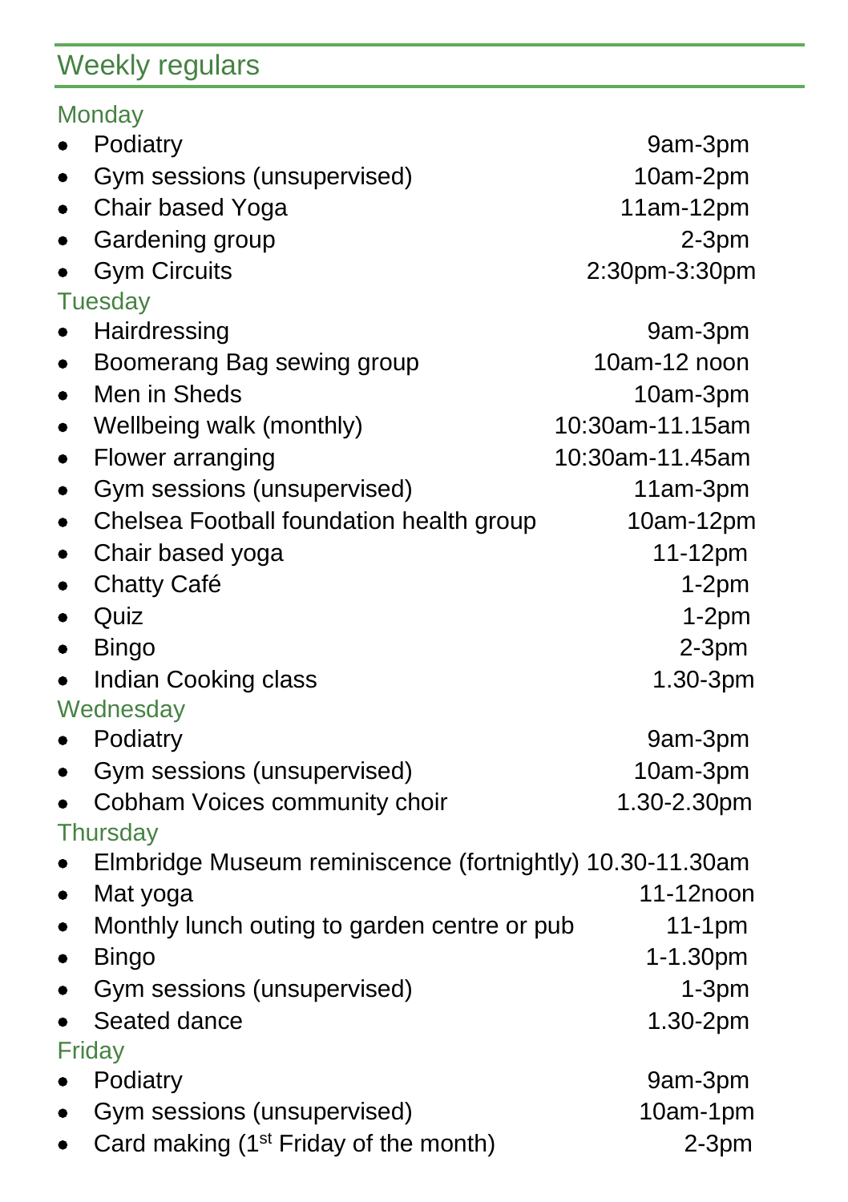## Weekly regulars

### Monday

- Podiatry 9am-3pm
- Gym sessions (unsupervised) 10am-2pm
- Chair based Yoga 11am-12pm
- Gardening group 2-3pm
- Gym Circuits 2:30pm-3:30pm

### Tuesday

- Hairdressing 9am-3pm
- Boomerang Bag sewing group 10am-12 noon
- Men in Sheds 10am-3pm
- Wellbeing walk (monthly) 10:30am-11.15am
- Flower arranging 10:30am-11.45am
- Gym sessions (unsupervised) 11am-3pm
- Chelsea Football foundation health group 10am-12pm
- Chair based yoga 11-12pm
- Chatty Café 1-2pm
- Quiz 1-2pm
- Bingo 2-3pm
- Indian Cooking class 1.30-3pm

### Wednesday

- Podiatry 9am-3pm
- Gym sessions (unsupervised) 10am-3pm
- Cobham Voices community choir 1.30-2.30pm

### Thursday

- Elmbridge Museum reminiscence (fortnightly) 10.30-11.30am
- Mat yoga 11-12noon
- Monthly lunch outing to garden centre or pub 11-1pm
- Bingo 1-1.30pm
- Gym sessions (unsupervised) 1-3pm
- Seated dance 1.30-2pm

### Friday

- Podiatry 9am-3pm
- Gym sessions (unsupervised) 10am-1pm
- Card making (1st Friday of the month) 2-3pm